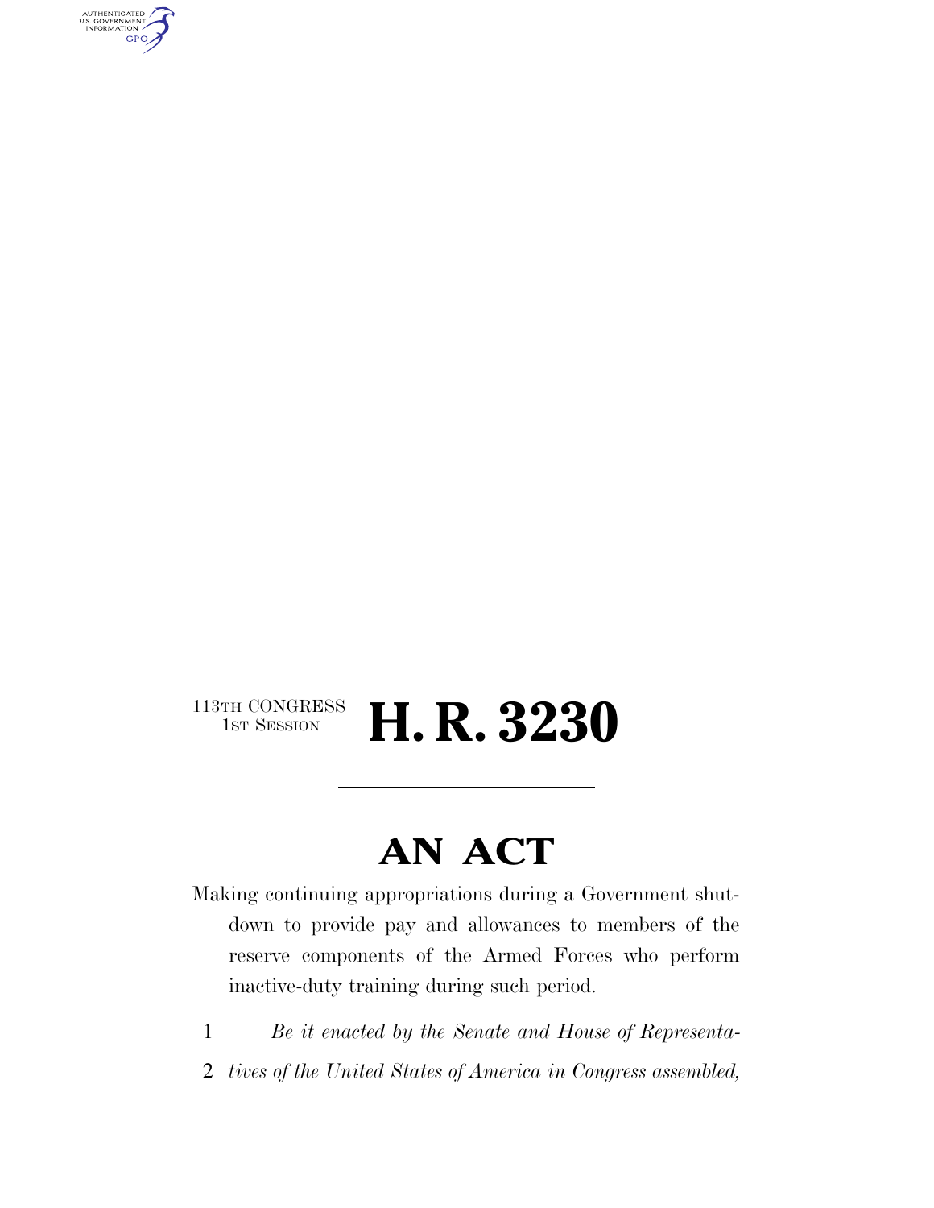113TH CONGRESS
1ST SESSION

# H. R. 3230

---

## AN ACT

Making continuing appropriations during a Government shutdown to provide pay and allowances to members of the reserve components of the Armed Forces who perform inactive-duty training during such period.

1 *Be it enacted by the Senate and House of Representa-*
2 *tives of the United States of America in Congress assembled,*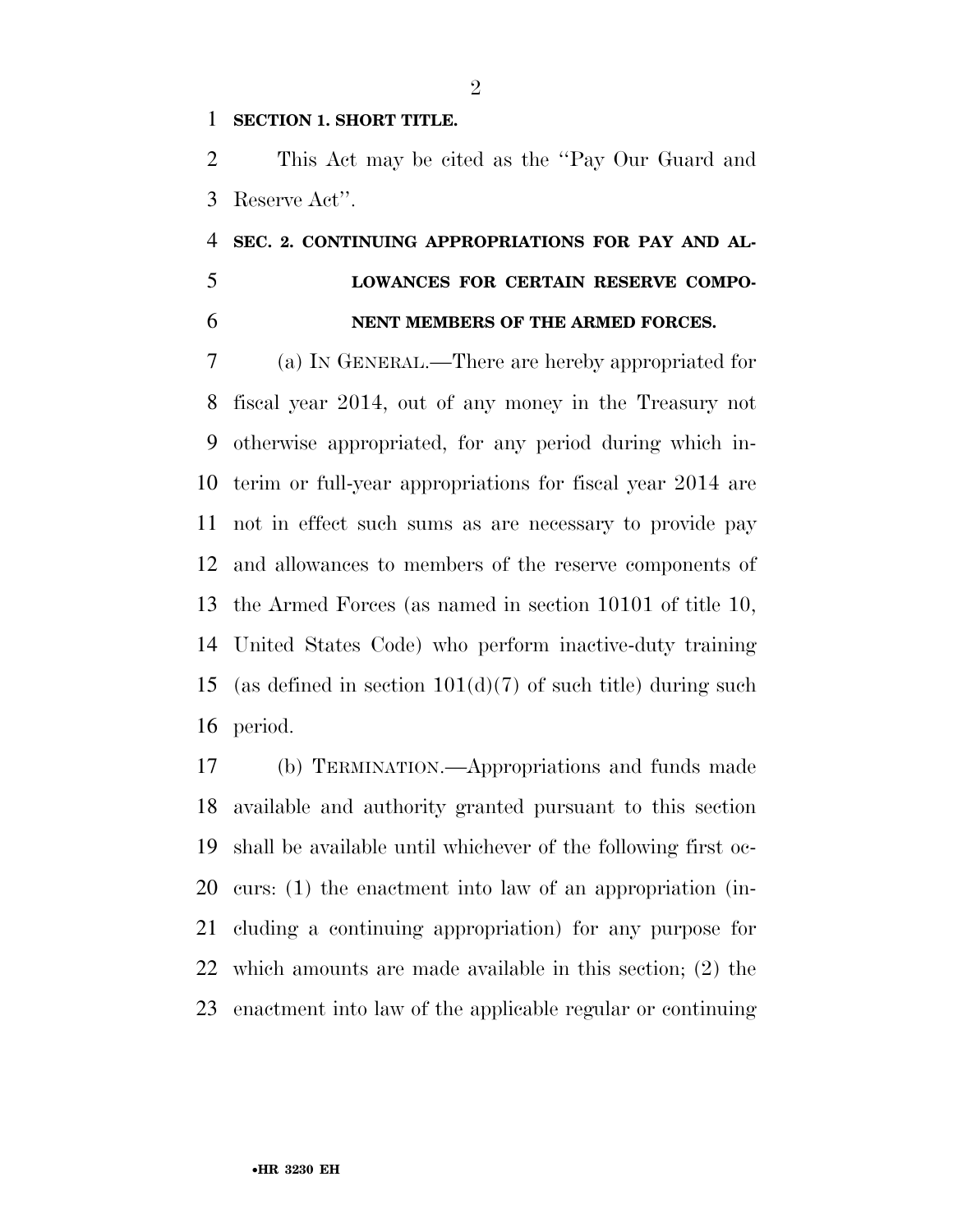**SECTION 1. SHORT TITLE.**

This Act may be cited as the "Pay Our Guard and Reserve Act".

**SEC. 2. CONTINUING APPROPRIATIONS FOR PAY AND ALLOWANCES FOR CERTAIN RESERVE COMPONENT MEMBERS OF THE ARMED FORCES.**

(a) IN GENERAL.—There are hereby appropriated for fiscal year 2014, out of any money in the Treasury not otherwise appropriated, for any period during which interim or full-year appropriations for fiscal year 2014 are not in effect such sums as are necessary to provide pay and allowances to members of the reserve components of the Armed Forces (as named in section 10101 of title 10, United States Code) who perform inactive-duty training (as defined in section 101(d)(7) of such title) during such period.

(b) TERMINATION.—Appropriations and funds made available and authority granted pursuant to this section shall be available until whichever of the following first occurs: (1) the enactment into law of an appropriation (including a continuing appropriation) for any purpose for which amounts are made available in this section; (2) the enactment into law of the applicable regular or continuing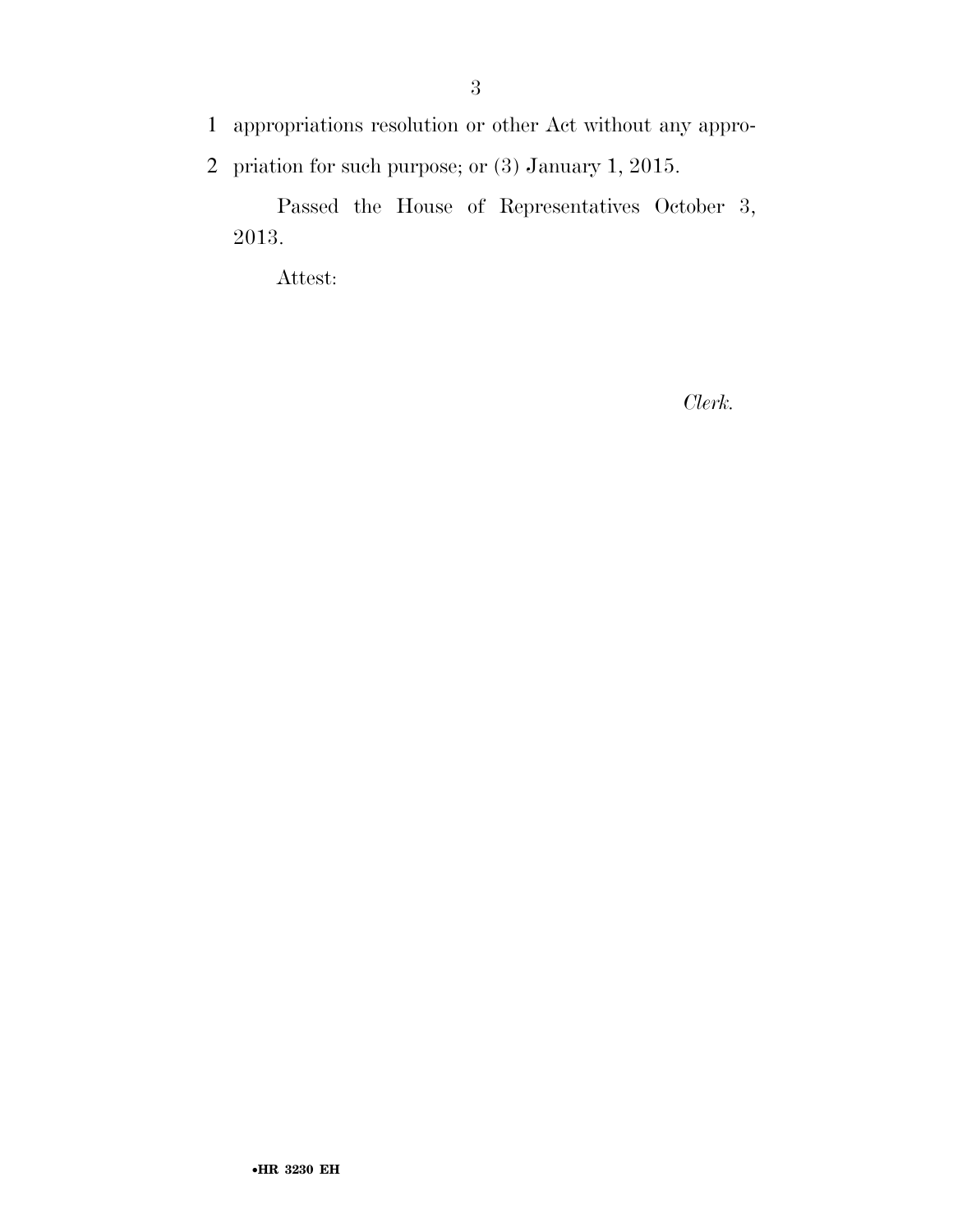appropriations resolution or other Act without any appropriation for such purpose; or (3) January 1, 2015.

Passed the House of Representatives October 3, 2013.

Attest:

*Clerk.*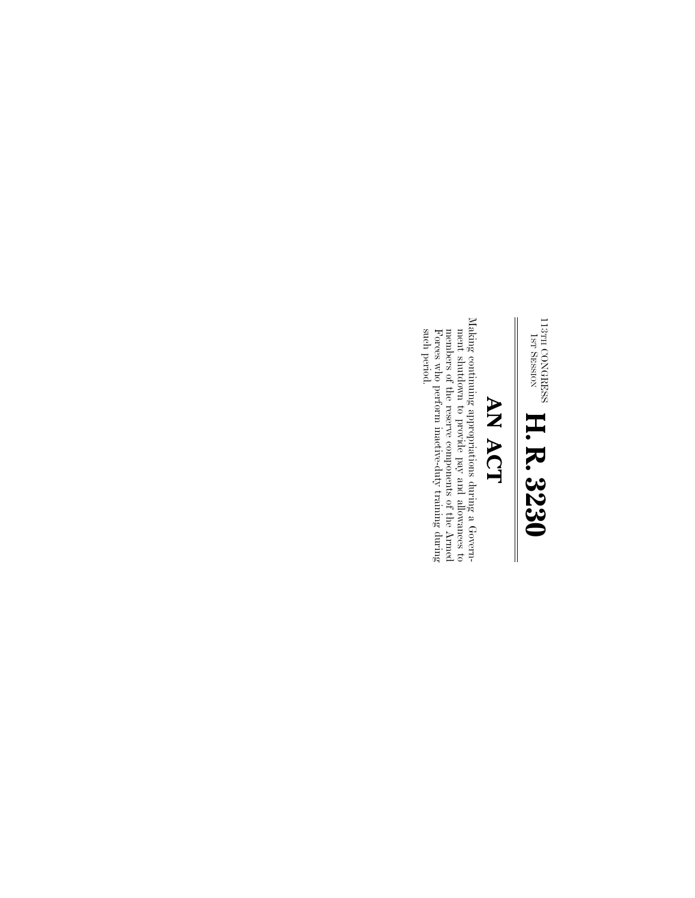113TH CONGRESS
1ST SESSION

# H. R. 3230

---

# AN ACT

Making continuing appropriations during a Government shutdown to provide pay and allowances to members of the reserve components of the Armed Forces who perform inactive-duty training during such period.